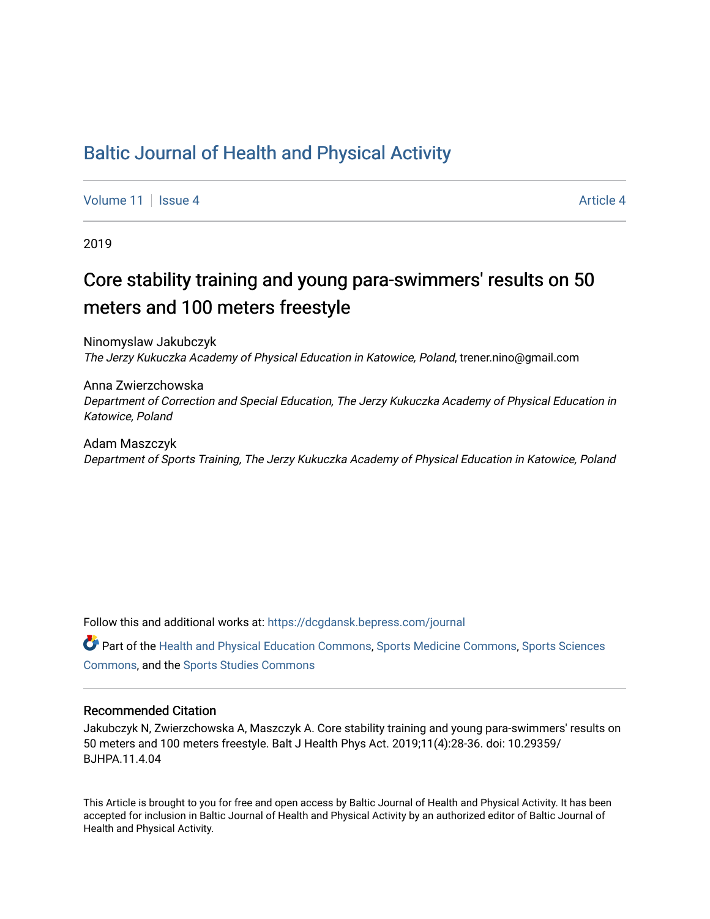# Baltic Journal of Health and Physical Activity

Volume 11 | Issue 4 | Article 4

2019

## Core stability training and young para-swimmers' results on 50 meters and 100 meters freestyle

Ninomyslaw Jakubczyk
*The Jerzy Kukuczka Academy of Physical Education in Katowice, Poland*, trener.nino@gmail.com

Anna Zwierzchowska
*Department of Correction and Special Education, The Jerzy Kukuczka Academy of Physical Education in Katowice, Poland*

Adam Maszczyk
*Department of Sports Training, The Jerzy Kukuczka Academy of Physical Education in Katowice, Poland*

Follow this and additional works at: https://dcgdansk.bepress.com/journal

Part of the Health and Physical Education Commons, Sports Medicine Commons, Sports Sciences Commons, and the Sports Studies Commons

### Recommended Citation

Jakubczyk N, Zwierzchowska A, Maszczyk A. Core stability training and young para-swimmers' results on 50 meters and 100 meters freestyle. Balt J Health Phys Act. 2019;11(4):28-36. doi: 10.29359/BJHPA.11.4.04

This Article is brought to you for free and open access by Baltic Journal of Health and Physical Activity. It has been accepted for inclusion in Baltic Journal of Health and Physical Activity by an authorized editor of Baltic Journal of Health and Physical Activity.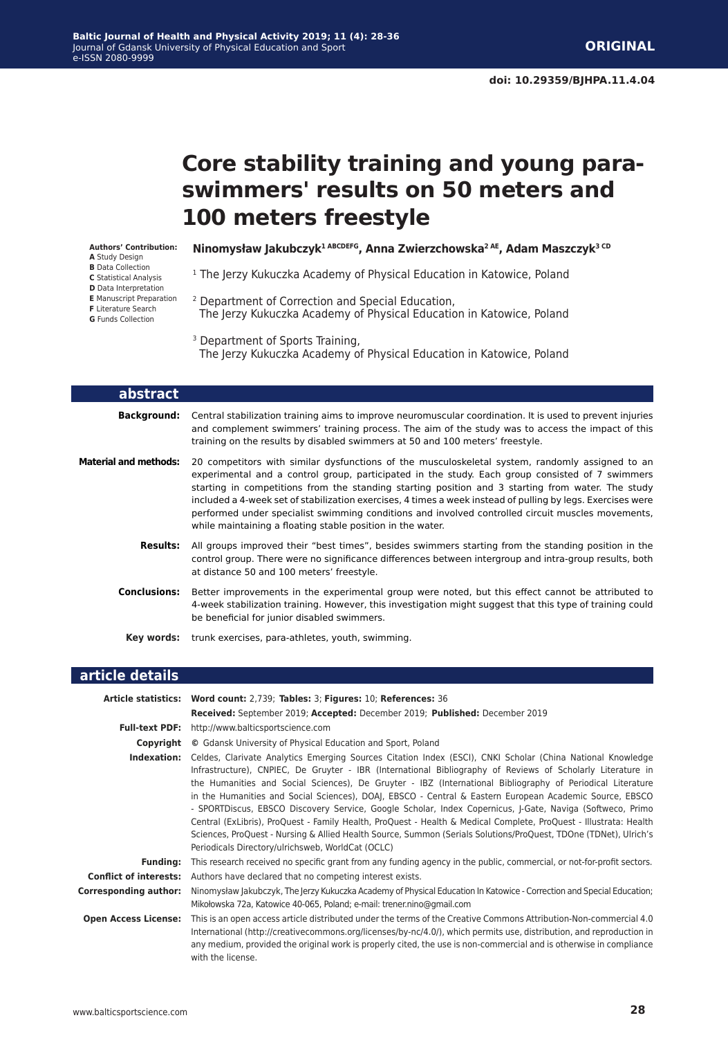# Core stability training and young para-swimmers' results on 50 meters and 100 meters freestyle

**Authors' Contribution:**
**A** Study Design
**B** Data Collection
**C** Statistical Analysis
**D** Data Interpretation
**E** Manuscript Preparation
**F** Literature Search
**G** Funds Collection

**Ninomysław Jakubczyk[1 ABCDEFG], Anna Zwierzchowska[2 AE], Adam Maszczyk[3 CD]**

[1] The Jerzy Kukuczka Academy of Physical Education in Katowice, Poland

[2] Department of Correction and Special Education, The Jerzy Kukuczka Academy of Physical Education in Katowice, Poland

[3] Department of Sports Training, The Jerzy Kukuczka Academy of Physical Education in Katowice, Poland

## abstract

**Background:** Central stabilization training aims to improve neuromuscular coordination. It is used to prevent injuries and complement swimmers' training process. The aim of the study was to access the impact of this training on the results by disabled swimmers at 50 and 100 meters' freestyle.

**Material and methods:** 20 competitors with similar dysfunctions of the musculoskeletal system, randomly assigned to an experimental and a control group, participated in the study. Each group consisted of 7 swimmers starting in competitions from the standing starting position and 3 starting from water. The study included a 4-week set of stabilization exercises, 4 times a week instead of pulling by legs. Exercises were performed under specialist swimming conditions and involved controlled circuit muscles movements, while maintaining a floating stable position in the water.

**Results:** All groups improved their "best times", besides swimmers starting from the standing position in the control group. There were no significance differences between intergroup and intra-group results, both at distance 50 and 100 meters' freestyle.

**Conclusions:** Better improvements in the experimental group were noted, but this effect cannot be attributed to 4-week stabilization training. However, this investigation might suggest that this type of training could be beneficial for junior disabled swimmers.

**Key words:** trunk exercises, para-athletes, youth, swimming.

## article details

**Article statistics:** **Word count:** 2,739; **Tables:** 3; **Figures:** 10; **References:** 36
**Received:** September 2019; **Accepted:** December 2019; **Published:** December 2019

**Full-text PDF:** http://www.balticsportscience.com

**Copyright** © Gdansk University of Physical Education and Sport, Poland

**Indexation:** Celdes, Clarivate Analytics Emerging Sources Citation Index (ESCI), CNKI Scholar (China National Knowledge Infrastructure), CNPIEC, De Gruyter - IBR (International Bibliography of Reviews of Scholarly Literature in the Humanities and Social Sciences), De Gruyter - IBZ (International Bibliography of Periodical Literature in the Humanities and Social Sciences), DOAJ, EBSCO - Central & Eastern European Academic Source, EBSCO - SPORTDiscus, EBSCO Discovery Service, Google Scholar, Index Copernicus, J-Gate, Naviga (Softweco, Primo Central (ExLibris), ProQuest - Family Health, ProQuest - Health & Medical Complete, ProQuest - Illustrata: Health Sciences, ProQuest - Nursing & Allied Health Source, Summon (Serials Solutions/ProQuest, TDOne (TDNet), Ulrich's Periodicals Directory/ulrichsweb, WorldCat (OCLC)

**Funding:** This research received no specific grant from any funding agency in the public, commercial, or not-for-profit sectors.

**Conflict of interests:** Authors have declared that no competing interest exists.

**Corresponding author:** Ninomysław Jakubczyk, The Jerzy Kukuczka Academy of Physical Education In Katowice - Correction and Special Education; Mikołowska 72a, Katowice 40-065, Poland; e-mail: trener.nino@gmail.com

**Open Access License:** This is an open access article distributed under the terms of the Creative Commons Attribution-Non-commercial 4.0 International (http://creativecommons.org/licenses/by-nc/4.0/), which permits use, distribution, and reproduction in any medium, provided the original work is properly cited, the use is non-commercial and is otherwise in compliance with the license.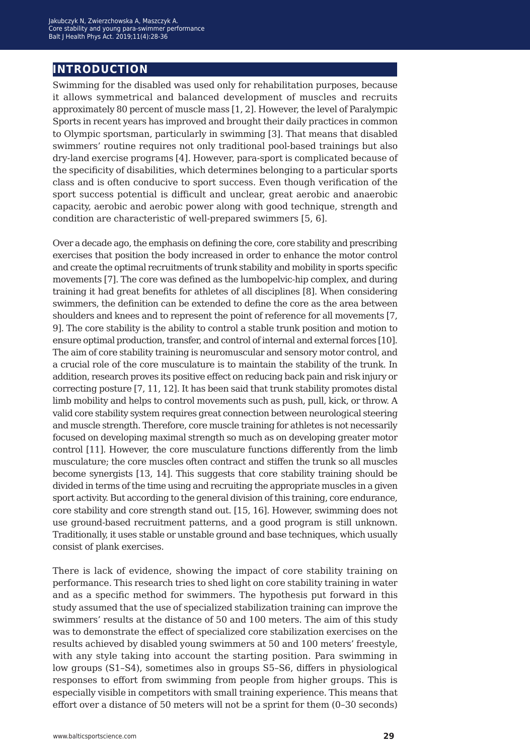## INTRODUCTION

Swimming for the disabled was used only for rehabilitation purposes, because it allows symmetrical and balanced development of muscles and recruits approximately 80 percent of muscle mass [1, 2]. However, the level of Paralympic Sports in recent years has improved and brought their daily practices in common to Olympic sportsman, particularly in swimming [3]. That means that disabled swimmers' routine requires not only traditional pool-based trainings but also dry-land exercise programs [4]. However, para-sport is complicated because of the specificity of disabilities, which determines belonging to a particular sports class and is often conducive to sport success. Even though verification of the sport success potential is difficult and unclear, great aerobic and anaerobic capacity, aerobic and aerobic power along with good technique, strength and condition are characteristic of well-prepared swimmers [5, 6].

Over a decade ago, the emphasis on defining the core, core stability and prescribing exercises that position the body increased in order to enhance the motor control and create the optimal recruitments of trunk stability and mobility in sports specific movements [7]. The core was defined as the lumbopelvic-hip complex, and during training it had great benefits for athletes of all disciplines [8]. When considering swimmers, the definition can be extended to define the core as the area between shoulders and knees and to represent the point of reference for all movements [7, 9]. The core stability is the ability to control a stable trunk position and motion to ensure optimal production, transfer, and control of internal and external forces [10]. The aim of core stability training is neuromuscular and sensory motor control, and a crucial role of the core musculature is to maintain the stability of the trunk. In addition, research proves its positive effect on reducing back pain and risk injury or correcting posture [7, 11, 12]. It has been said that trunk stability promotes distal limb mobility and helps to control movements such as push, pull, kick, or throw. A valid core stability system requires great connection between neurological steering and muscle strength. Therefore, core muscle training for athletes is not necessarily focused on developing maximal strength so much as on developing greater motor control [11]. However, the core musculature functions differently from the limb musculature; the core muscles often contract and stiffen the trunk so all muscles become synergists [13, 14]. This suggests that core stability training should be divided in terms of the time using and recruiting the appropriate muscles in a given sport activity. But according to the general division of this training, core endurance, core stability and core strength stand out. [15, 16]. However, swimming does not use ground-based recruitment patterns, and a good program is still unknown. Traditionally, it uses stable or unstable ground and base techniques, which usually consist of plank exercises.

There is lack of evidence, showing the impact of core stability training on performance. This research tries to shed light on core stability training in water and as a specific method for swimmers. The hypothesis put forward in this study assumed that the use of specialized stabilization training can improve the swimmers' results at the distance of 50 and 100 meters. The aim of this study was to demonstrate the effect of specialized core stabilization exercises on the results achieved by disabled young swimmers at 50 and 100 meters' freestyle, with any style taking into account the starting position. Para swimming in low groups (S1–S4), sometimes also in groups S5–S6, differs in physiological responses to effort from swimming from people from higher groups. This is especially visible in competitors with small training experience. This means that effort over a distance of 50 meters will not be a sprint for them (0–30 seconds)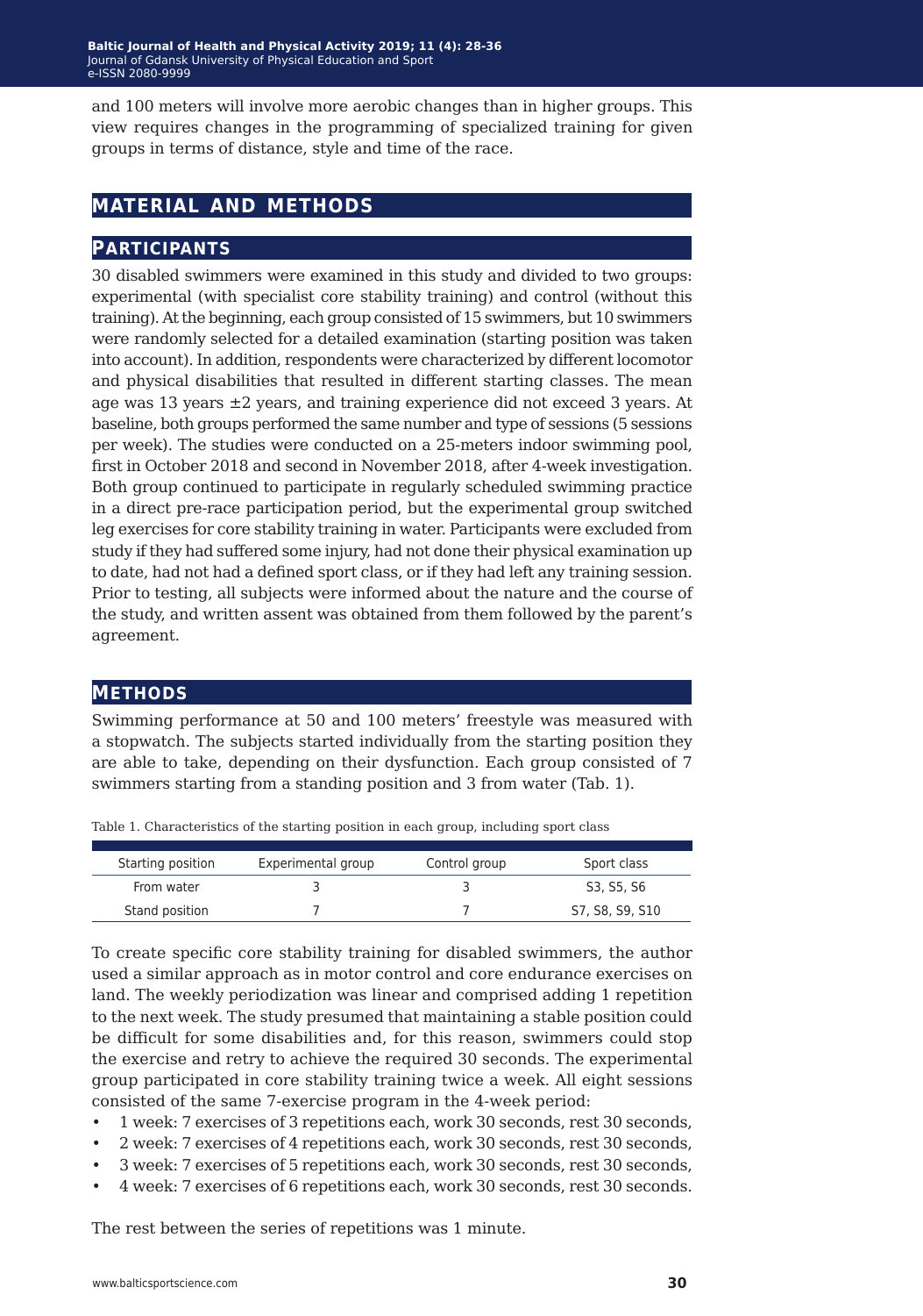and 100 meters will involve more aerobic changes than in higher groups. This view requires changes in the programming of specialized training for given groups in terms of distance, style and time of the race.

# MATERIAL AND METHODS

## PARTICIPANTS

30 disabled swimmers were examined in this study and divided to two groups: experimental (with specialist core stability training) and control (without this training). At the beginning, each group consisted of 15 swimmers, but 10 swimmers were randomly selected for a detailed examination (starting position was taken into account). In addition, respondents were characterized by different locomotor and physical disabilities that resulted in different starting classes. The mean age was 13 years ±2 years, and training experience did not exceed 3 years. At baseline, both groups performed the same number and type of sessions (5 sessions per week). The studies were conducted on a 25-meters indoor swimming pool, first in October 2018 and second in November 2018, after 4-week investigation. Both group continued to participate in regularly scheduled swimming practice in a direct pre-race participation period, but the experimental group switched leg exercises for core stability training in water. Participants were excluded from study if they had suffered some injury, had not done their physical examination up to date, had not had a defined sport class, or if they had left any training session. Prior to testing, all subjects were informed about the nature and the course of the study, and written assent was obtained from them followed by the parent's agreement.

## METHODS

Swimming performance at 50 and 100 meters' freestyle was measured with a stopwatch. The subjects started individually from the starting position they are able to take, depending on their dysfunction. Each group consisted of 7 swimmers starting from a standing position and 3 from water (Tab. 1).

Table 1. Characteristics of the starting position in each group, including sport class

| Starting position | Experimental group | Control group | Sport class |
|---|---|---|---|
| From water | 3 | 3 | S3, S5, S6 |
| Stand position | 7 | 7 | S7, S8, S9, S10 |

To create specific core stability training for disabled swimmers, the author used a similar approach as in motor control and core endurance exercises on land. The weekly periodization was linear and comprised adding 1 repetition to the next week. The study presumed that maintaining a stable position could be difficult for some disabilities and, for this reason, swimmers could stop the exercise and retry to achieve the required 30 seconds. The experimental group participated in core stability training twice a week. All eight sessions consisted of the same 7-exercise program in the 4-week period:

- 1 week: 7 exercises of 3 repetitions each, work 30 seconds, rest 30 seconds,
- 2 week: 7 exercises of 4 repetitions each, work 30 seconds, rest 30 seconds,
- 3 week: 7 exercises of 5 repetitions each, work 30 seconds, rest 30 seconds,
- 4 week: 7 exercises of 6 repetitions each, work 30 seconds, rest 30 seconds.

The rest between the series of repetitions was 1 minute.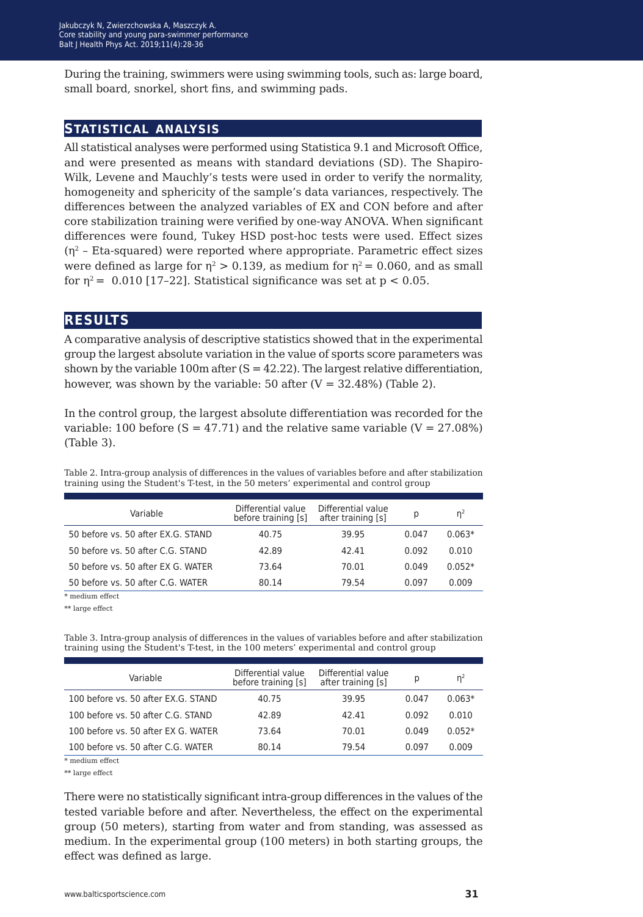During the training, swimmers were using swimming tools, such as: large board, small board, snorkel, short fins, and swimming pads.

## STATISTICAL ANALYSIS

All statistical analyses were performed using Statistica 9.1 and Microsoft Office, and were presented as means with standard deviations (SD). The Shapiro-Wilk, Levene and Mauchly's tests were used in order to verify the normality, homogeneity and sphericity of the sample's data variances, respectively. The differences between the analyzed variables of EX and CON before and after core stabilization training were verified by one-way ANOVA. When significant differences were found, Tukey HSD post-hoc tests were used. Effect sizes ($\eta^2$ – Eta-squared) were reported where appropriate. Parametric effect sizes were defined as large for $\eta^2 > 0.139$, as medium for $\eta^2 = 0.060$, and as small for $\eta^2 = 0.010$ [17–22]. Statistical significance was set at $p < 0.05$.

## RESULTS

A comparative analysis of descriptive statistics showed that in the experimental group the largest absolute variation in the value of sports score parameters was shown by the variable 100m after (S = 42.22). The largest relative differentiation, however, was shown by the variable: 50 after (V = 32.48%) (Table 2).

In the control group, the largest absolute differentiation was recorded for the variable: 100 before (S = 47.71) and the relative same variable (V = 27.08%) (Table 3).

Table 2. Intra-group analysis of differences in the values of variables before and after stabilization training using the Student's T-test, in the 50 meters' experimental and control group

| Variable | Differential value before training [s] | Differential value after training [s] | p | $\eta^2$ |
|---|---|---|---|---|
| 50 before vs. 50 after EX.G. STAND | 40.75 | 39.95 | 0.047 | 0.063* |
| 50 before vs. 50 after C.G. STAND | 42.89 | 42.41 | 0.092 | 0.010 |
| 50 before vs. 50 after EX G. WATER | 73.64 | 70.01 | 0.049 | 0.052* |
| 50 before vs. 50 after C.G. WATER | 80.14 | 79.54 | 0.097 | 0.009 |

\* medium effect

** large effect

Table 3. Intra-group analysis of differences in the values of variables before and after stabilization training using the Student's T-test, in the 100 meters' experimental and control group

| Variable | Differential value before training [s] | Differential value after training [s] | p | $\eta^2$ |
|---|---|---|---|---|
| 100 before vs. 50 after EX.G. STAND | 40.75 | 39.95 | 0.047 | 0.063* |
| 100 before vs. 50 after C.G. STAND | 42.89 | 42.41 | 0.092 | 0.010 |
| 100 before vs. 50 after EX G. WATER | 73.64 | 70.01 | 0.049 | 0.052* |
| 100 before vs. 50 after C.G. WATER | 80.14 | 79.54 | 0.097 | 0.009 |

\* medium effect

** large effect

There were no statistically significant intra-group differences in the values of the tested variable before and after. Nevertheless, the effect on the experimental group (50 meters), starting from water and from standing, was assessed as medium. In the experimental group (100 meters) in both starting groups, the effect was defined as large.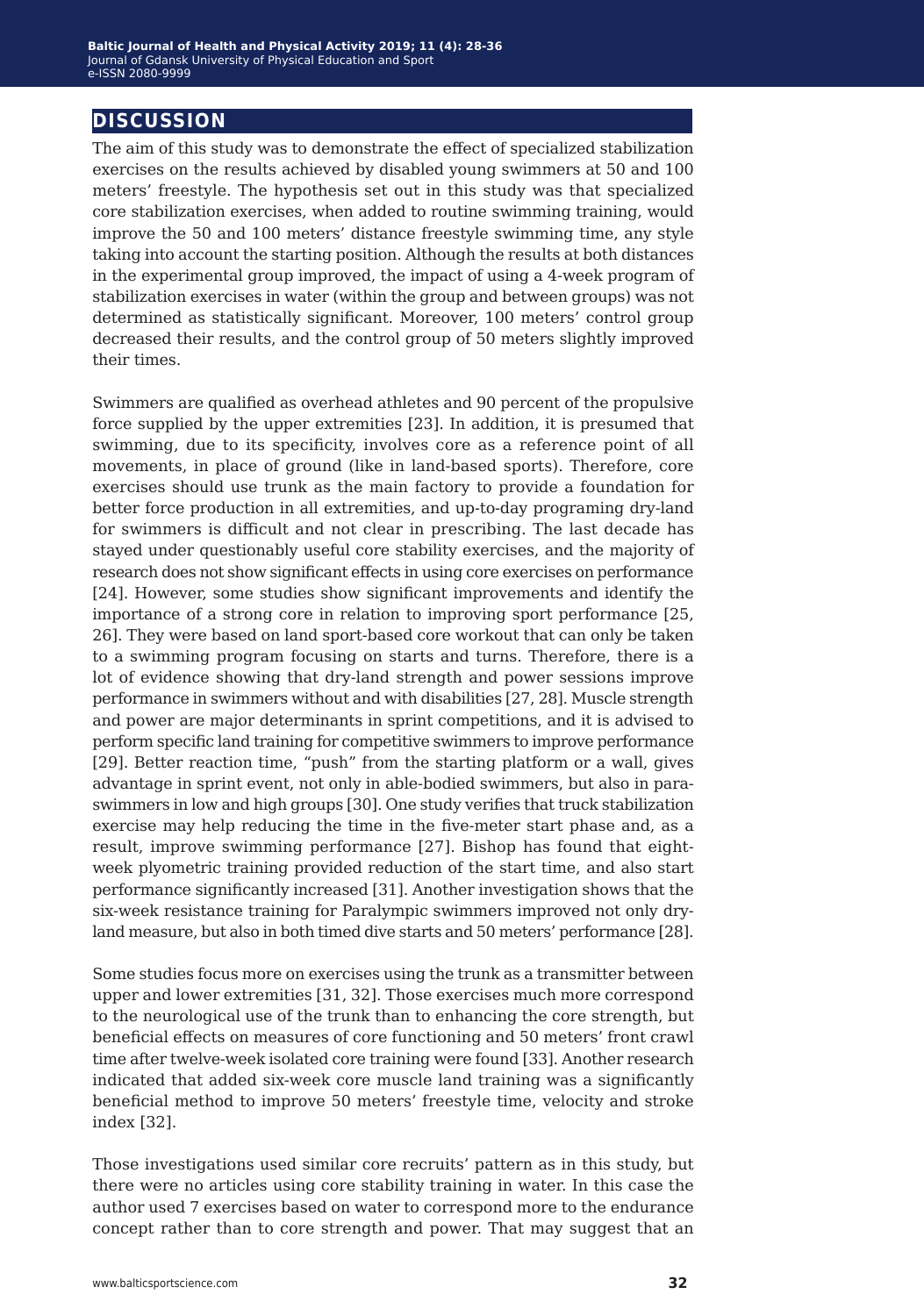## DISCUSSION

The aim of this study was to demonstrate the effect of specialized stabilization exercises on the results achieved by disabled young swimmers at 50 and 100 meters' freestyle. The hypothesis set out in this study was that specialized core stabilization exercises, when added to routine swimming training, would improve the 50 and 100 meters' distance freestyle swimming time, any style taking into account the starting position. Although the results at both distances in the experimental group improved, the impact of using a 4-week program of stabilization exercises in water (within the group and between groups) was not determined as statistically significant. Moreover, 100 meters' control group decreased their results, and the control group of 50 meters slightly improved their times.

Swimmers are qualified as overhead athletes and 90 percent of the propulsive force supplied by the upper extremities [23]. In addition, it is presumed that swimming, due to its specificity, involves core as a reference point of all movements, in place of ground (like in land-based sports). Therefore, core exercises should use trunk as the main factory to provide a foundation for better force production in all extremities, and up-to-day programing dry-land for swimmers is difficult and not clear in prescribing. The last decade has stayed under questionably useful core stability exercises, and the majority of research does not show significant effects in using core exercises on performance [24]. However, some studies show significant improvements and identify the importance of a strong core in relation to improving sport performance [25, 26]. They were based on land sport-based core workout that can only be taken to a swimming program focusing on starts and turns. Therefore, there is a lot of evidence showing that dry-land strength and power sessions improve performance in swimmers without and with disabilities [27, 28]. Muscle strength and power are major determinants in sprint competitions, and it is advised to perform specific land training for competitive swimmers to improve performance [29]. Better reaction time, "push" from the starting platform or a wall, gives advantage in sprint event, not only in able-bodied swimmers, but also in para-swimmers in low and high groups [30]. One study verifies that truck stabilization exercise may help reducing the time in the five-meter start phase and, as a result, improve swimming performance [27]. Bishop has found that eight-week plyometric training provided reduction of the start time, and also start performance significantly increased [31]. Another investigation shows that the six-week resistance training for Paralympic swimmers improved not only dry-land measure, but also in both timed dive starts and 50 meters' performance [28].

Some studies focus more on exercises using the trunk as a transmitter between upper and lower extremities [31, 32]. Those exercises much more correspond to the neurological use of the trunk than to enhancing the core strength, but beneficial effects on measures of core functioning and 50 meters' front crawl time after twelve-week isolated core training were found [33]. Another research indicated that added six-week core muscle land training was a significantly beneficial method to improve 50 meters' freestyle time, velocity and stroke index [32].

Those investigations used similar core recruits' pattern as in this study, but there were no articles using core stability training in water. In this case the author used 7 exercises based on water to correspond more to the endurance concept rather than to core strength and power. That may suggest that an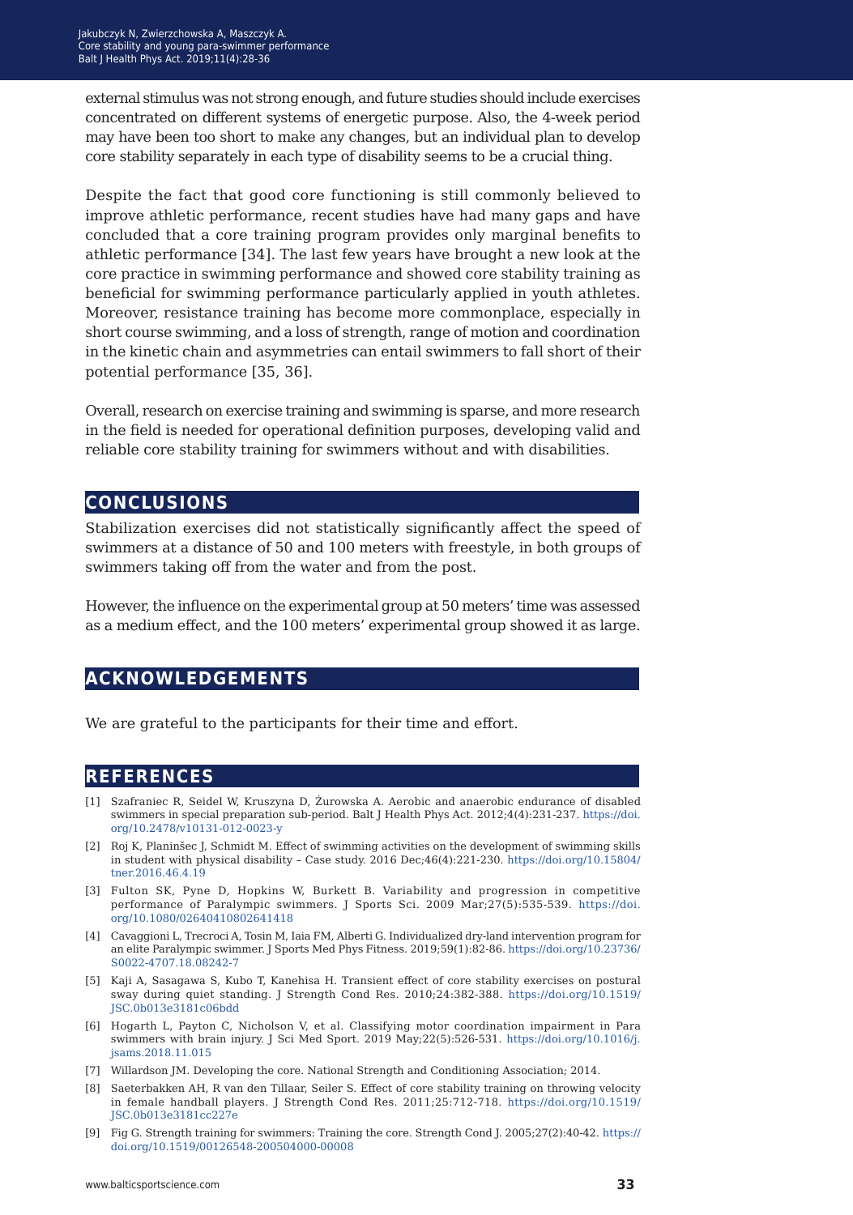external stimulus was not strong enough, and future studies should include exercises concentrated on different systems of energetic purpose. Also, the 4-week period may have been too short to make any changes, but an individual plan to develop core stability separately in each type of disability seems to be a crucial thing.

Despite the fact that good core functioning is still commonly believed to improve athletic performance, recent studies have had many gaps and have concluded that a core training program provides only marginal benefits to athletic performance [34]. The last few years have brought a new look at the core practice in swimming performance and showed core stability training as beneficial for swimming performance particularly applied in youth athletes. Moreover, resistance training has become more commonplace, especially in short course swimming, and a loss of strength, range of motion and coordination in the kinetic chain and asymmetries can entail swimmers to fall short of their potential performance [35, 36].

Overall, research on exercise training and swimming is sparse, and more research in the field is needed for operational definition purposes, developing valid and reliable core stability training for swimmers without and with disabilities.

## CONCLUSIONS

Stabilization exercises did not statistically significantly affect the speed of swimmers at a distance of 50 and 100 meters with freestyle, in both groups of swimmers taking off from the water and from the post.

However, the influence on the experimental group at 50 meters' time was assessed as a medium effect, and the 100 meters' experimental group showed it as large.

## ACKNOWLEDGEMENTS

We are grateful to the participants for their time and effort.

## REFERENCES

[1] Szafraniec R, Seidel W, Kruszyna D, Żurowska A. Aerobic and anaerobic endurance of disabled swimmers in special preparation sub-period. Balt J Health Phys Act. 2012;4(4):231-237. https://doi.org/10.2478/v10131-012-0023-y

[2] Roj K, Planinšec J, Schmidt M. Effect of swimming activities on the development of swimming skills in student with physical disability – Case study. 2016 Dec;46(4):221-230. https://doi.org/10.15804/tner.2016.46.4.19

[3] Fulton SK, Pyne D, Hopkins W, Burkett B. Variability and progression in competitive performance of Paralympic swimmers. J Sports Sci. 2009 Mar;27(5):535-539. https://doi.org/10.1080/02640410802641418

[4] Cavaggioni L, Trecroci A, Tosin M, Iaia FM, Alberti G. Individualized dry-land intervention program for an elite Paralympic swimmer. J Sports Med Phys Fitness. 2019;59(1):82-86. https://doi.org/10.23736/S0022-4707.18.08242-7

[5] Kaji A, Sasagawa S, Kubo T, Kanehisa H. Transient effect of core stability exercises on postural sway during quiet standing. J Strength Cond Res. 2010;24:382-388. https://doi.org/10.1519/JSC.0b013e3181c06bdd

[6] Hogarth L, Payton C, Nicholson V, et al. Classifying motor coordination impairment in Para swimmers with brain injury. J Sci Med Sport. 2019 May;22(5):526-531. https://doi.org/10.1016/j.jsams.2018.11.015

[7] Willardson JM. Developing the core. National Strength and Conditioning Association; 2014.

[8] Saeterbakken AH, R van den Tillaar, Seiler S. Effect of core stability training on throwing velocity in female handball players. J Strength Cond Res. 2011;25:712-718. https://doi.org/10.1519/JSC.0b013e3181cc227e

[9] Fig G. Strength training for swimmers: Training the core. Strength Cond J. 2005;27(2):40-42. https://doi.org/10.1519/00126548-200504000-00008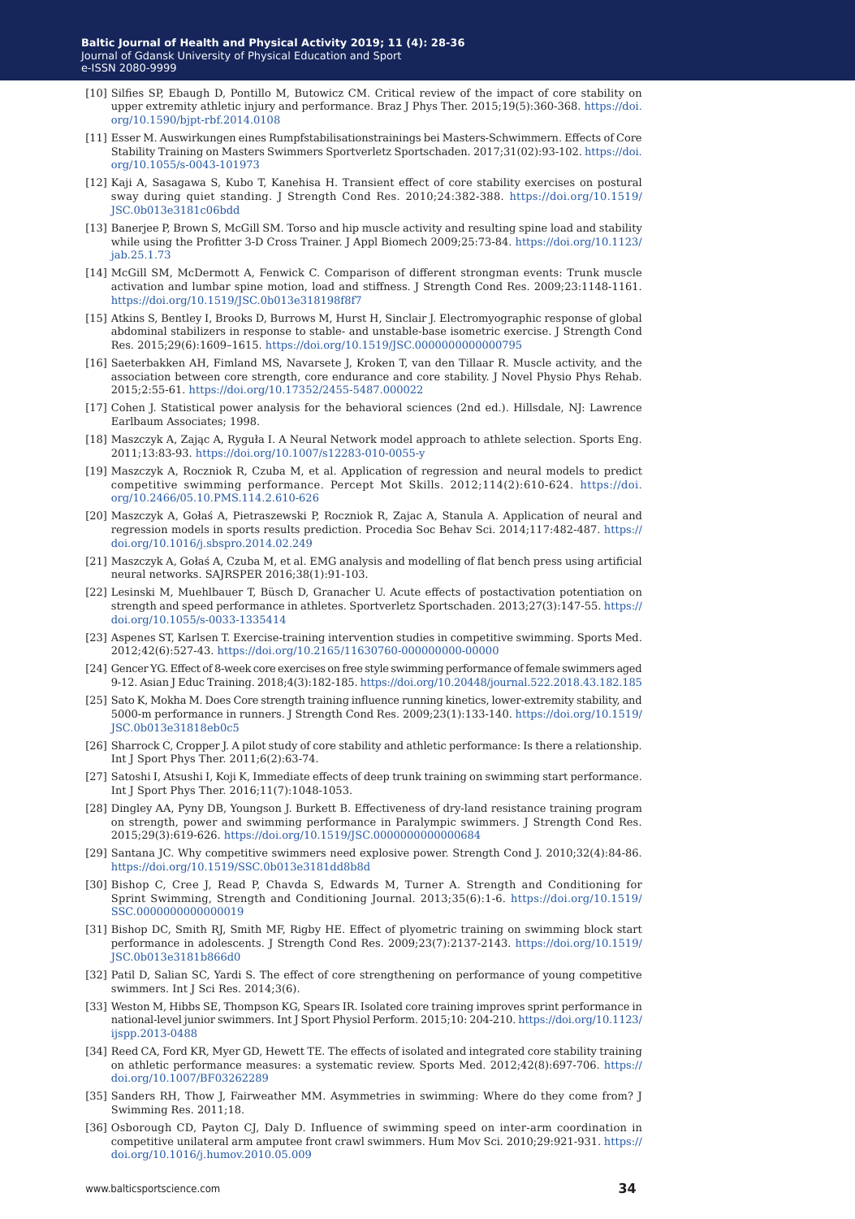[10] Silfies SP, Ebaugh D, Pontillo M, Butowicz CM. Critical review of the impact of core stability on upper extremity athletic injury and performance. Braz J Phys Ther. 2015;19(5):360-368. https://doi.org/10.1590/bjpt-rbf.2014.0108

[11] Esser M. Auswirkungen eines Rumpfstabilisationstrainings bei Masters-Schwimmern. Effects of Core Stability Training on Masters Swimmers Sportverletz Sportschaden. 2017;31(02):93-102. https://doi.org/10.1055/s-0043-101973

[12] Kaji A, Sasagawa S, Kubo T, Kanehisa H. Transient effect of core stability exercises on postural sway during quiet standing. J Strength Cond Res. 2010;24:382-388. https://doi.org/10.1519/JSC.0b013e3181c06bdd

[13] Banerjee P, Brown S, McGill SM. Torso and hip muscle activity and resulting spine load and stability while using the Profitter 3-D Cross Trainer. J Appl Biomech 2009;25:73-84. https://doi.org/10.1123/jab.25.1.73

[14] McGill SM, McDermott A, Fenwick C. Comparison of different strongman events: Trunk muscle activation and lumbar spine motion, load and stiffness. J Strength Cond Res. 2009;23:1148-1161. https://doi.org/10.1519/JSC.0b013e318198f8f7

[15] Atkins S, Bentley I, Brooks D, Burrows M, Hurst H, Sinclair J. Electromyographic response of global abdominal stabilizers in response to stable- and unstable-base isometric exercise. J Strength Cond Res. 2015;29(6):1609–1615. https://doi.org/10.1519/JSC.0000000000000795

[16] Saeterbakken AH, Fimland MS, Navarsete J, Kroken T, van den Tillaar R. Muscle activity, and the association between core strength, core endurance and core stability. J Novel Physio Phys Rehab. 2015;2:55-61. https://doi.org/10.17352/2455-5487.000022

[17] Cohen J. Statistical power analysis for the behavioral sciences (2nd ed.). Hillsdale, NJ: Lawrence Earlbaum Associates; 1998.

[18] Maszczyk A, Zając A, Ryguła I. A Neural Network model approach to athlete selection. Sports Eng. 2011;13:83-93. https://doi.org/10.1007/s12283-010-0055-y

[19] Maszczyk A, Roczniok R, Czuba M, et al. Application of regression and neural models to predict competitive swimming performance. Percept Mot Skills. 2012;114(2):610-624. https://doi.org/10.2466/05.10.PMS.114.2.610-626

[20] Maszczyk A, Gołaś A, Pietraszewski P, Roczniok R, Zajac A, Stanula A. Application of neural and regression models in sports results prediction. Procedia Soc Behav Sci. 2014;117:482-487. https://doi.org/10.1016/j.sbspro.2014.02.249

[21] Maszczyk A, Gołaś A, Czuba M, et al. EMG analysis and modelling of flat bench press using artificial neural networks. SAJRSPER 2016;38(1):91-103.

[22] Lesinski M, Muehlbauer T, Büsch D, Granacher U. Acute effects of postactivation potentiation on strength and speed performance in athletes. Sportverletz Sportschaden. 2013;27(3):147-55. https://doi.org/10.1055/s-0033-1335414

[23] Aspenes ST, Karlsen T. Exercise-training intervention studies in competitive swimming. Sports Med. 2012;42(6):527-43. https://doi.org/10.2165/11630760-000000000-00000

[24] Gencer YG. Effect of 8-week core exercises on free style swimming performance of female swimmers aged 9-12. Asian J Educ Training. 2018;4(3):182-185. https://doi.org/10.20448/journal.522.2018.43.182.185

[25] Sato K, Mokha M. Does Core strength training influence running kinetics, lower-extremity stability, and 5000-m performance in runners. J Strength Cond Res. 2009;23(1):133-140. https://doi.org/10.1519/JSC.0b013e31818eb0c5

[26] Sharrock C, Cropper J. A pilot study of core stability and athletic performance: Is there a relationship. Int J Sport Phys Ther. 2011;6(2):63-74.

[27] Satoshi I, Atsushi I, Koji K, Immediate effects of deep trunk training on swimming start performance. Int J Sport Phys Ther. 2016;11(7):1048-1053.

[28] Dingley AA, Pyny DB, Youngson J. Burkett B. Effectiveness of dry-land resistance training program on strength, power and swimming performance in Paralympic swimmers. J Strength Cond Res. 2015;29(3):619-626. https://doi.org/10.1519/JSC.0000000000000684

[29] Santana JC. Why competitive swimmers need explosive power. Strength Cond J. 2010;32(4):84-86. https://doi.org/10.1519/SSC.0b013e3181dd8b8d

[30] Bishop C, Cree J, Read P, Chavda S, Edwards M, Turner A. Strength and Conditioning for Sprint Swimming, Strength and Conditioning Journal. 2013;35(6):1-6. https://doi.org/10.1519/SSC.0000000000000019

[31] Bishop DC, Smith RJ, Smith MF, Rigby HE. Effect of plyometric training on swimming block start performance in adolescents. J Strength Cond Res. 2009;23(7):2137-2143. https://doi.org/10.1519/JSC.0b013e3181b866d0

[32] Patil D, Salian SC, Yardi S. The effect of core strengthening on performance of young competitive swimmers. Int J Sci Res. 2014;3(6).

[33] Weston M, Hibbs SE, Thompson KG, Spears IR. Isolated core training improves sprint performance in national-level junior swimmers. Int J Sport Physiol Perform. 2015;10: 204-210. https://doi.org/10.1123/ijspp.2013-0488

[34] Reed CA, Ford KR, Myer GD, Hewett TE. The effects of isolated and integrated core stability training on athletic performance measures: a systematic review. Sports Med. 2012;42(8):697-706. https://doi.org/10.1007/BF03262289

[35] Sanders RH, Thow J, Fairweather MM. Asymmetries in swimming: Where do they come from? J Swimming Res. 2011;18.

[36] Osborough CD, Payton CJ, Daly D. Influence of swimming speed on inter-arm coordination in competitive unilateral arm amputee front crawl swimmers. Hum Mov Sci. 2010;29:921-931. https://doi.org/10.1016/j.humov.2010.05.009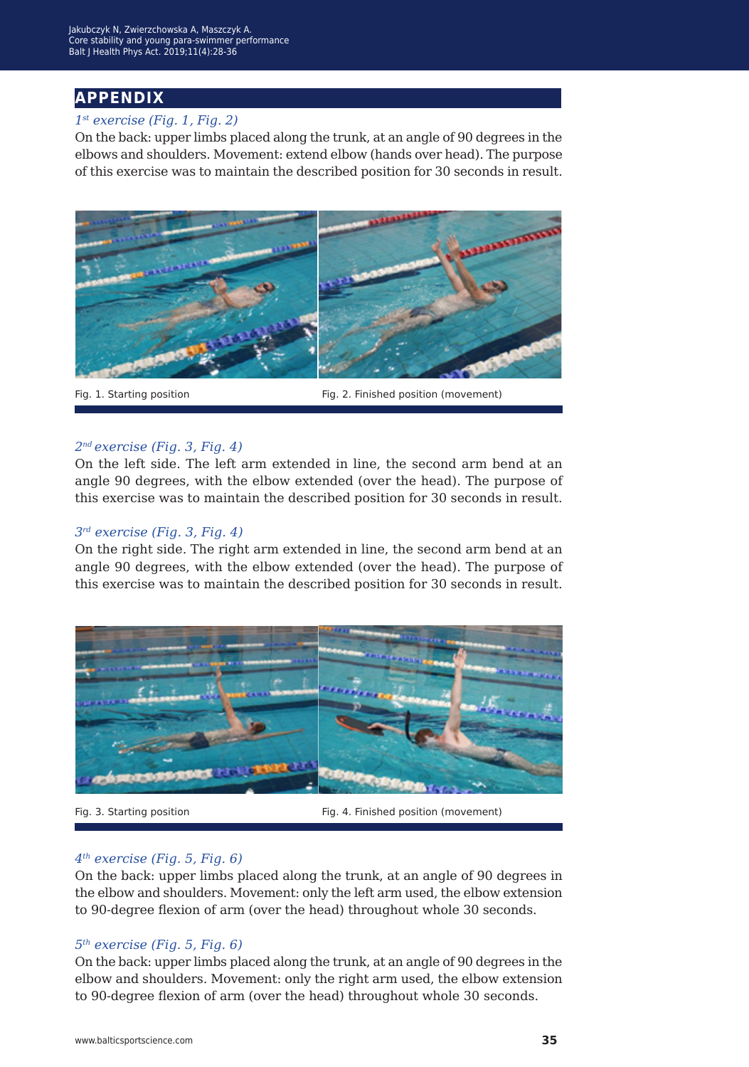## APPENDIX

*1st exercise (Fig. 1, Fig. 2)*

On the back: upper limbs placed along the trunk, at an angle of 90 degrees in the elbows and shoulders. Movement: extend elbow (hands over head). The purpose of this exercise was to maintain the described position for 30 seconds in result.

Fig. 1. Starting position

Fig. 2. Finished position (movement)

*2nd exercise (Fig. 3, Fig. 4)*

On the left side. The left arm extended in line, the second arm bend at an angle 90 degrees, with the elbow extended (over the head). The purpose of this exercise was to maintain the described position for 30 seconds in result.

*3rd exercise (Fig. 3, Fig. 4)*

On the right side. The right arm extended in line, the second arm bend at an angle 90 degrees, with the elbow extended (over the head). The purpose of this exercise was to maintain the described position for 30 seconds in result.

Fig. 3. Starting position

Fig. 4. Finished position (movement)

*4th exercise (Fig. 5, Fig. 6)*

On the back: upper limbs placed along the trunk, at an angle of 90 degrees in the elbow and shoulders. Movement: only the left arm used, the elbow extension to 90-degree flexion of arm (over the head) throughout whole 30 seconds.

*5th exercise (Fig. 5, Fig. 6)*

On the back: upper limbs placed along the trunk, at an angle of 90 degrees in the elbow and shoulders. Movement: only the right arm used, the elbow extension to 90-degree flexion of arm (over the head) throughout whole 30 seconds.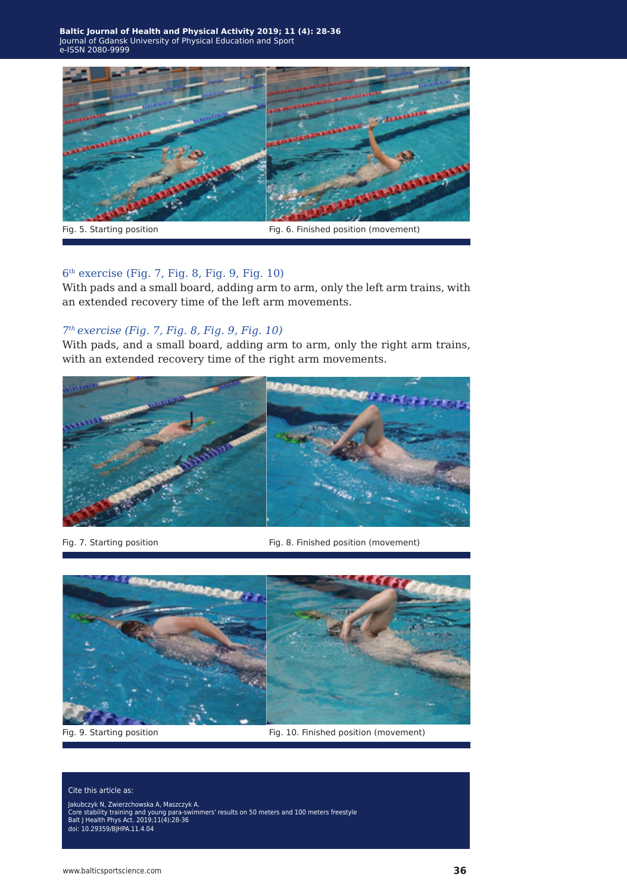Fig. 5. Starting position

Fig. 6. Finished position (movement)

6th exercise (Fig. 7, Fig. 8, Fig. 9, Fig. 10)

With pads and a small board, adding arm to arm, only the left arm trains, with an extended recovery time of the left arm movements.

*7th exercise (Fig. 7, Fig. 8, Fig. 9, Fig. 10)*

With pads, and a small board, adding arm to arm, only the right arm trains, with an extended recovery time of the right arm movements.

Fig. 7. Starting position

Fig. 8. Finished position (movement)

Fig. 9. Starting position

Fig. 10. Finished position (movement)

Cite this article as:

Jakubczyk N, Zwierzchowska A, Maszczyk A.
Core stability training and young para-swimmers' results on 50 meters and 100 meters freestyle
Balt J Health Phys Act. 2019;11(4):28-36
doi: 10.29359/BJHPA.11.4.04